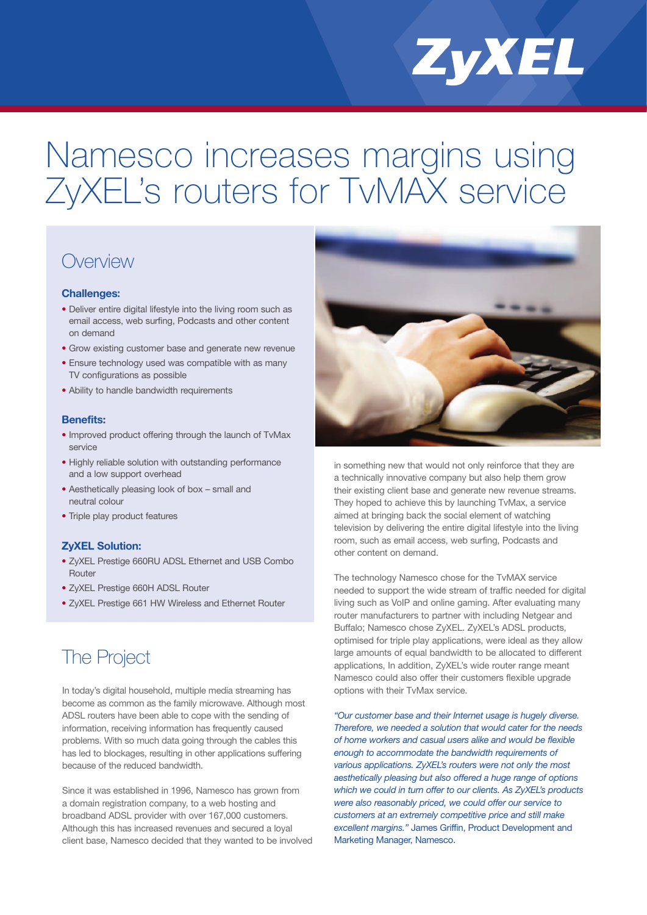# Namesco increases margins using ZyXEL's routers for TvMAX service

## Overview

### Challenges:

- Deliver entire digital lifestyle into the living room such as email access, web surfing, Podcasts and other content on demand
- Grow existing customer base and generate new revenue
- Ensure technology used was compatible with as many TV configurations as possible
- Ability to handle bandwidth requirements

### Benefits:

- Improved product offering through the launch of TvMax service
- Highly reliable solution with outstanding performance and a low support overhead
- Aesthetically pleasing look of box – small and neutral colour
- Triple play product features

### ZyXEL Solution:

- ZyXEL Prestige 660RU ADSL Ethernet and USB Combo Router
- ZyXEL Prestige 660H ADSL Router
- ZyXEL Prestige 661 HW Wireless and Ethernet Router

## The Project

In today's digital household, multiple media streaming has become as common as the family microwave. Although most ADSL routers have been able to cope with the sending of information, receiving information has frequently caused problems. With so much data going through the cables this has led to blockages, resulting in other applications suffering because of the reduced bandwidth.

Since it was established in 1996, Namesco has grown from a domain registration company, to a web hosting and broadband ADSL provider with over 167,000 customers. Although this has increased revenues and secured a loyal client base, Namesco decided that they wanted to be involved in something new that would not only reinforce that they are a technically innovative company but also help them grow their existing client base and generate new revenue streams. They hoped to achieve this by launching TvMax, a service aimed at bringing back the social element of watching television by delivering the entire digital lifestyle into the living room, such as email access, web surfing, Podcasts and other content on demand.

The technology Namesco chose for the TvMAX service needed to support the wide stream of traffic needed for digital living such as VoIP and online gaming. After evaluating many router manufacturers to partner with including Netgear and Buffalo; Namesco chose ZyXEL. ZyXEL's ADSL products, optimised for triple play applications, were ideal as they allow large amounts of equal bandwidth to be allocated to different applications, In addition, ZyXEL's wide router range meant Namesco could also offer their customers flexible upgrade options with their TvMax service.

*"Our customer base and their Internet usage is hugely diverse. Therefore, we needed a solution that would cater for the needs of home workers and casual users alike and would be flexible enough to accommodate the bandwidth requirements of various applications. ZyXEL's routers were not only the most aesthetically pleasing but also offered a huge range of options which we could in turn offer to our clients. As ZyXEL's products were also reasonably priced, we could offer our service to customers at an extremely competitive price and still make excellent margins."* James Griffin, Product Development and Marketing Manager, Namesco.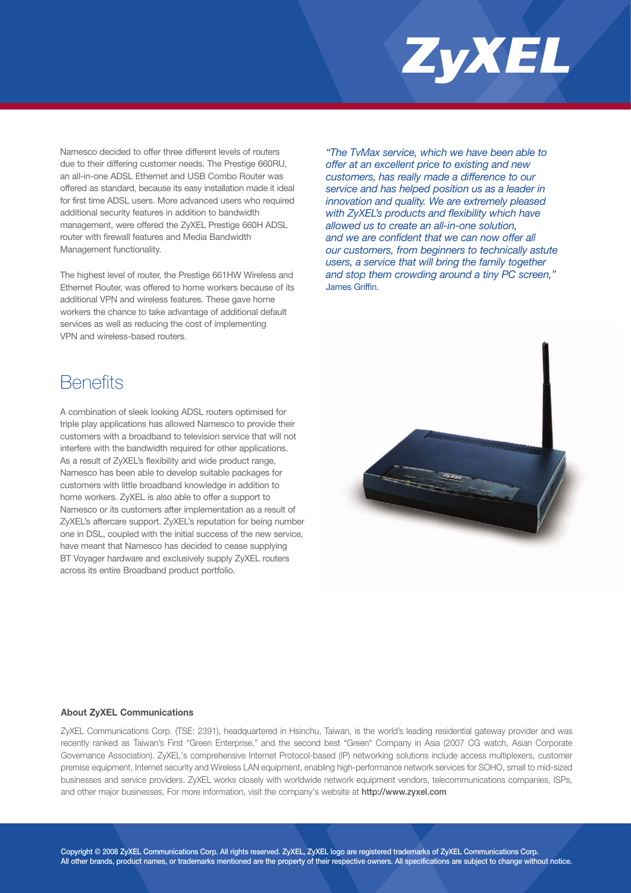Namesco decided to offer three different levels of routers due to their differing customer needs. The Prestige 660RU, an all-in-one ADSL Ethernet and USB Combo Router was offered as standard, because its easy installation made it ideal for first time ADSL users. More advanced users who required additional security features in addition to bandwidth management, were offered the ZyXEL Prestige 660H ADSL router with firewall features and Media Bandwidth Management functionality.

The highest level of router, the Prestige 661HW Wireless and Ethernet Router, was offered to home workers because of its additional VPN and wireless features. These gave home workers the chance to take advantage of additional default services as well as reducing the cost of implementing VPN and wireless-based routers.

## Benefits

A combination of sleek looking ADSL routers optimised for triple play applications has allowed Namesco to provide their customers with a broadband to television service that will not interfere with the bandwidth required for other applications. As a result of ZyXEL's flexibility and wide product range, Namesco has been able to develop suitable packages for customers with little broadband knowledge in addition to home workers. ZyXEL is also able to offer a support to Namesco or its customers after implementation as a result of ZyXEL's aftercare support. ZyXEL's reputation for being number one in DSL, coupled with the initial success of the new service, have meant that Namesco has decided to cease supplying BT Voyager hardware and exclusively supply ZyXEL routers across its entire Broadband product portfolio.

*"The TvMax service, which we have been able to offer at an excellent price to existing and new customers, has really made a difference to our service and has helped position us as a leader in innovation and quality. We are extremely pleased with ZyXEL's products and flexibility which have allowed us to create an all-in-one solution, and we are confident that we can now offer all our customers, from beginners to technically astute users, a service that will bring the family together and stop them crowding around a tiny PC screen,"* James Griffin.

**About ZyXEL Communications**

ZyXEL Communications Corp. (TSE: 2391), headquartered in Hsinchu, Taiwan, is the world's leading residential gateway provider and was recently ranked as Taiwan's First "Green Enterprise," and the second best "Green" Company in Asia (2007 CG watch, Asian Corporate Governance Association). ZyXEL's comprehensive Internet Protocol-based (IP) networking solutions include access multiplexers, customer premise equipment, Internet security and Wireless LAN equipment, enabling high-performance network services for SOHO, small to mid-sized businesses and service providers. ZyXEL works closely with worldwide network equipment vendors, telecommunications companies, ISPs, and other major businesses. For more information, visit the company's website at **http://www.zyxel.com**

Copyright © 2008 ZyXEL Communications Corp. All rights reserved. ZyXEL, ZyXEL logo are registered trademarks of ZyXEL Communications Corp. All other brands, product names, or trademarks mentioned are the property of their respective owners. All specifications are subject to change without notice.